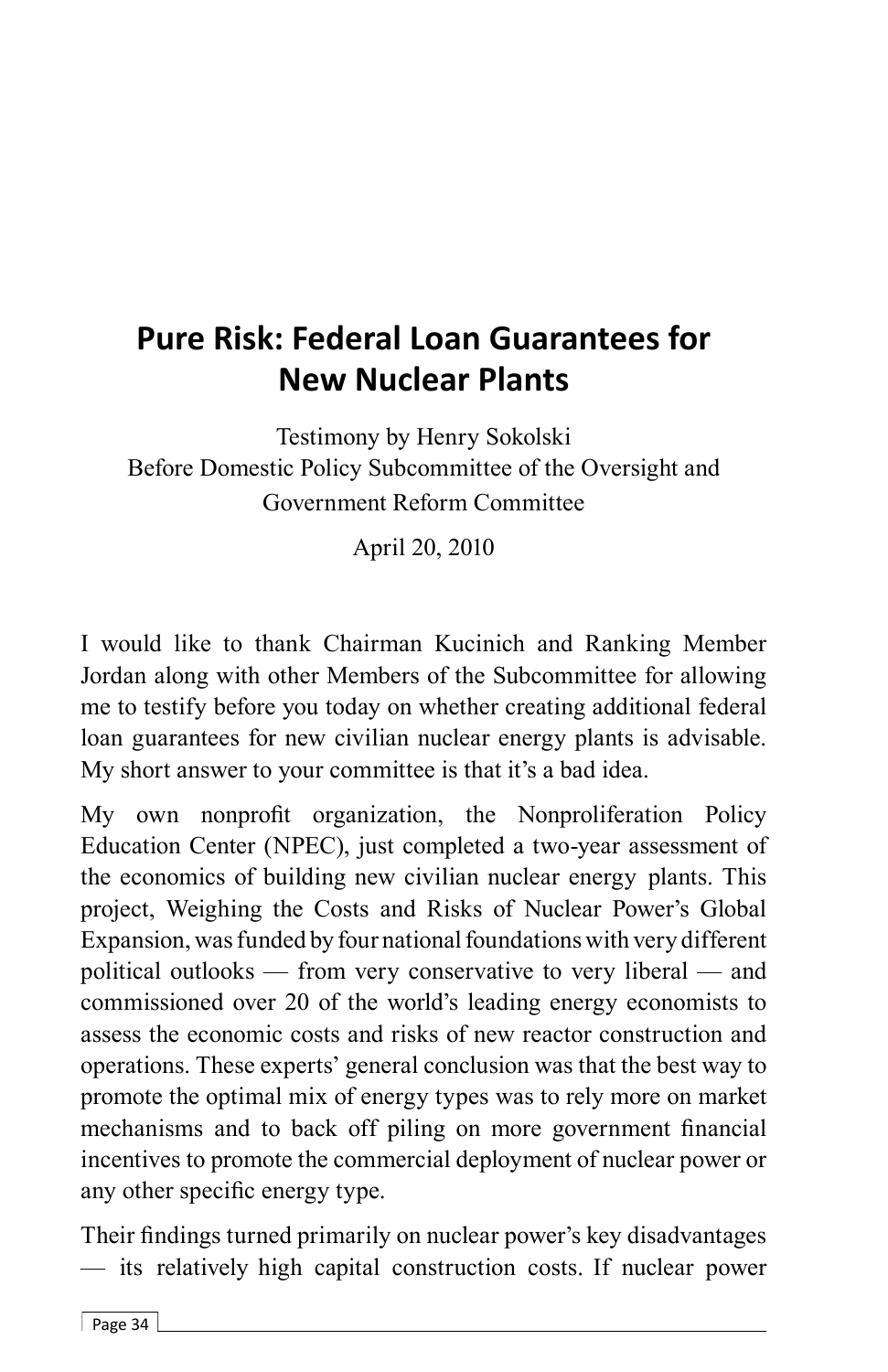# Pure Risk: Federal Loan Guarantees for New Nuclear Plants

Testimony by Henry Sokolski
Before Domestic Policy Subcommittee of the Oversight and Government Reform Committee

April 20, 2010

I would like to thank Chairman Kucinich and Ranking Member Jordan along with other Members of the Subcommittee for allowing me to testify before you today on whether creating additional federal loan guarantees for new civilian nuclear energy plants is advisable. My short answer to your committee is that it's a bad idea.

My own nonprofit organization, the Nonproliferation Policy Education Center (NPEC), just completed a two-year assessment of the economics of building new civilian nuclear energy plants. This project, Weighing the Costs and Risks of Nuclear Power's Global Expansion, was funded by four national foundations with very different political outlooks — from very conservative to very liberal — and commissioned over 20 of the world's leading energy economists to assess the economic costs and risks of new reactor construction and operations. These experts' general conclusion was that the best way to promote the optimal mix of energy types was to rely more on market mechanisms and to back off piling on more government financial incentives to promote the commercial deployment of nuclear power or any other specific energy type.

Their findings turned primarily on nuclear power's key disadvantages — its relatively high capital construction costs. If nuclear power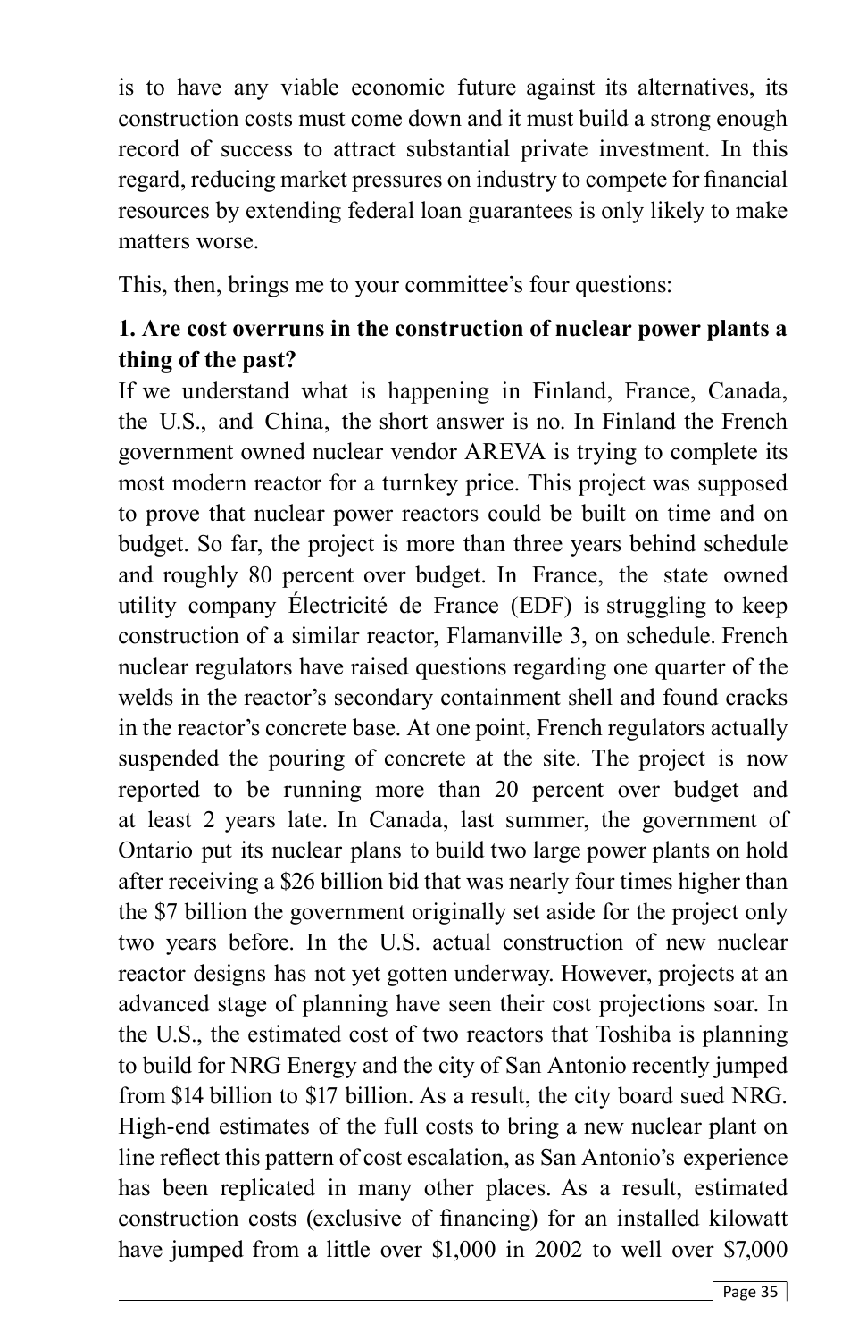is to have any viable economic future against its alternatives, its construction costs must come down and it must build a strong enough record of success to attract substantial private investment. In this regard, reducing market pressures on industry to compete for financial resources by extending federal loan guarantees is only likely to make matters worse.

This, then, brings me to your committee's four questions:

**1. Are cost overruns in the construction of nuclear power plants a thing of the past?**

If we understand what is happening in Finland, France, Canada, the U.S., and China, the short answer is no. In Finland the French government owned nuclear vendor AREVA is trying to complete its most modern reactor for a turnkey price. This project was supposed to prove that nuclear power reactors could be built on time and on budget. So far, the project is more than three years behind schedule and roughly 80 percent over budget. In France, the state owned utility company Électricité de France (EDF) is struggling to keep construction of a similar reactor, Flamanville 3, on schedule. French nuclear regulators have raised questions regarding one quarter of the welds in the reactor's secondary containment shell and found cracks in the reactor's concrete base. At one point, French regulators actually suspended the pouring of concrete at the site. The project is now reported to be running more than 20 percent over budget and at least 2 years late. In Canada, last summer, the government of Ontario put its nuclear plans to build two large power plants on hold after receiving a $26 billion bid that was nearly four times higher than the $7 billion the government originally set aside for the project only two years before. In the U.S. actual construction of new nuclear reactor designs has not yet gotten underway. However, projects at an advanced stage of planning have seen their cost projections soar. In the U.S., the estimated cost of two reactors that Toshiba is planning to build for NRG Energy and the city of San Antonio recently jumped from $14 billion to $17 billion. As a result, the city board sued NRG. High-end estimates of the full costs to bring a new nuclear plant on line reflect this pattern of cost escalation, as San Antonio's experience has been replicated in many other places. As a result, estimated construction costs (exclusive of financing) for an installed kilowatt have jumped from a little over $1,000 in 2002 to well over $7,000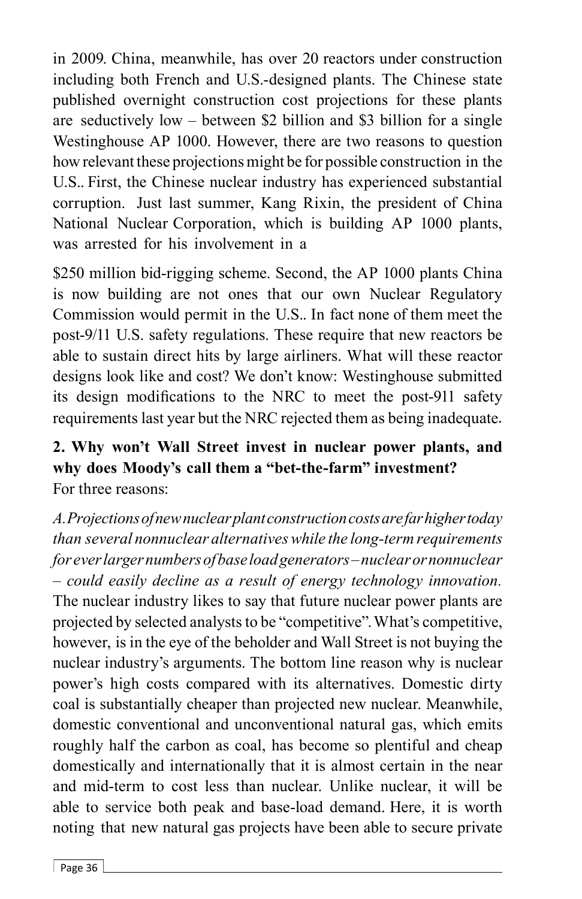in 2009. China, meanwhile, has over 20 reactors under construction including both French and U.S.-designed plants. The Chinese state published overnight construction cost projections for these plants are seductively low – between $2 billion and $3 billion for a single Westinghouse AP 1000. However, there are two reasons to question how relevant these projections might be for possible construction in the U.S.. First, the Chinese nuclear industry has experienced substantial corruption. Just last summer, Kang Rixin, the president of China National Nuclear Corporation, which is building AP 1000 plants, was arrested for his involvement in a $250 million bid-rigging scheme. Second, the AP 1000 plants China is now building are not ones that our own Nuclear Regulatory Commission would permit in the U.S.. In fact none of them meet the post-9/11 U.S. safety regulations. These require that new reactors be able to sustain direct hits by large airliners. What will these reactor designs look like and cost? We don't know: Westinghouse submitted its design modifications to the NRC to meet the post-911 safety requirements last year but the NRC rejected them as being inadequate.

**2. Why won't Wall Street invest in nuclear power plants, and why does Moody's call them a "bet-the-farm" investment?**

For three reasons:

*A. Projections of new nuclear plant construction costs are far higher today than several nonnuclear alternatives while the long-term requirements for ever larger numbers of base load generators – nuclear or nonnuclear – could easily decline as a result of energy technology innovation.* The nuclear industry likes to say that future nuclear power plants are projected by selected analysts to be "competitive". What's competitive, however, is in the eye of the beholder and Wall Street is not buying the nuclear industry's arguments. The bottom line reason why is nuclear power's high costs compared with its alternatives. Domestic dirty coal is substantially cheaper than projected new nuclear. Meanwhile, domestic conventional and unconventional natural gas, which emits roughly half the carbon as coal, has become so plentiful and cheap domestically and internationally that it is almost certain in the near and mid-term to cost less than nuclear. Unlike nuclear, it will be able to service both peak and base-load demand. Here, it is worth noting that new natural gas projects have been able to secure private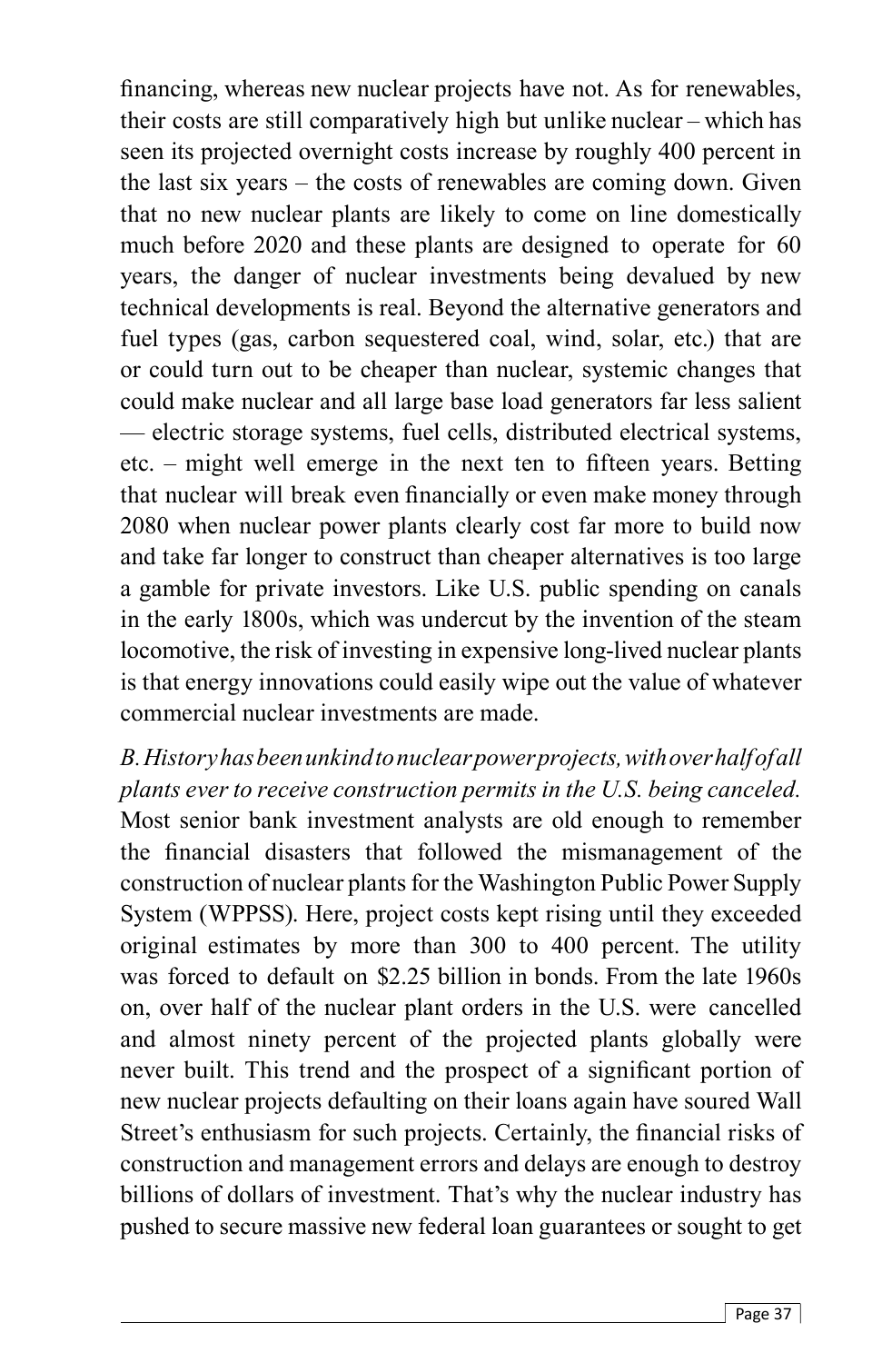financing, whereas new nuclear projects have not. As for renewables, their costs are still comparatively high but unlike nuclear – which has seen its projected overnight costs increase by roughly 400 percent in the last six years – the costs of renewables are coming down. Given that no new nuclear plants are likely to come on line domestically much before 2020 and these plants are designed to operate for 60 years, the danger of nuclear investments being devalued by new technical developments is real. Beyond the alternative generators and fuel types (gas, carbon sequestered coal, wind, solar, etc.) that are or could turn out to be cheaper than nuclear, systemic changes that could make nuclear and all large base load generators far less salient — electric storage systems, fuel cells, distributed electrical systems, etc. – might well emerge in the next ten to fifteen years. Betting that nuclear will break even financially or even make money through 2080 when nuclear power plants clearly cost far more to build now and take far longer to construct than cheaper alternatives is too large a gamble for private investors. Like U.S. public spending on canals in the early 1800s, which was undercut by the invention of the steam locomotive, the risk of investing in expensive long-lived nuclear plants is that energy innovations could easily wipe out the value of whatever commercial nuclear investments are made.

*B. History has been unkind to nuclear power projects, with over half of all plants ever to receive construction permits in the U.S. being canceled.* Most senior bank investment analysts are old enough to remember the financial disasters that followed the mismanagement of the construction of nuclear plants for the Washington Public Power Supply System (WPPSS). Here, project costs kept rising until they exceeded original estimates by more than 300 to 400 percent. The utility was forced to default on $2.25 billion in bonds. From the late 1960s on, over half of the nuclear plant orders in the U.S. were cancelled and almost ninety percent of the projected plants globally were never built. This trend and the prospect of a significant portion of new nuclear projects defaulting on their loans again have soured Wall Street's enthusiasm for such projects. Certainly, the financial risks of construction and management errors and delays are enough to destroy billions of dollars of investment. That's why the nuclear industry has pushed to secure massive new federal loan guarantees or sought to get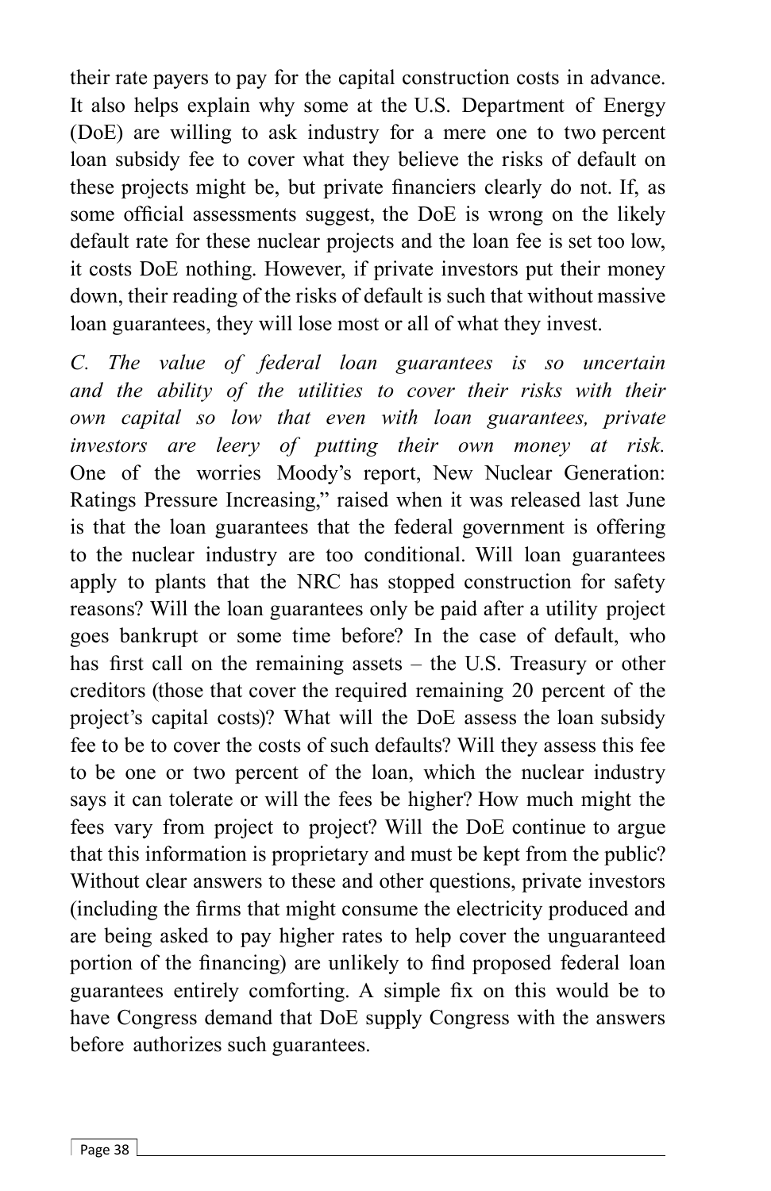their rate payers to pay for the capital construction costs in advance. It also helps explain why some at the U.S. Department of Energy (DoE) are willing to ask industry for a mere one to two percent loan subsidy fee to cover what they believe the risks of default on these projects might be, but private financiers clearly do not. If, as some official assessments suggest, the DoE is wrong on the likely default rate for these nuclear projects and the loan fee is set too low, it costs DoE nothing. However, if private investors put their money down, their reading of the risks of default is such that without massive loan guarantees, they will lose most or all of what they invest.

*C. The value of federal loan guarantees is so uncertain and the ability of the utilities to cover their risks with their own capital so low that even with loan guarantees, private investors are leery of putting their own money at risk.* One of the worries Moody's report, New Nuclear Generation: Ratings Pressure Increasing," raised when it was released last June is that the loan guarantees that the federal government is offering to the nuclear industry are too conditional. Will loan guarantees apply to plants that the NRC has stopped construction for safety reasons? Will the loan guarantees only be paid after a utility project goes bankrupt or some time before? In the case of default, who has first call on the remaining assets – the U.S. Treasury or other creditors (those that cover the required remaining 20 percent of the project's capital costs)? What will the DoE assess the loan subsidy fee to be to cover the costs of such defaults? Will they assess this fee to be one or two percent of the loan, which the nuclear industry says it can tolerate or will the fees be higher? How much might the fees vary from project to project? Will the DoE continue to argue that this information is proprietary and must be kept from the public? Without clear answers to these and other questions, private investors (including the firms that might consume the electricity produced and are being asked to pay higher rates to help cover the unguaranteed portion of the financing) are unlikely to find proposed federal loan guarantees entirely comforting. A simple fix on this would be to have Congress demand that DoE supply Congress with the answers before authorizes such guarantees.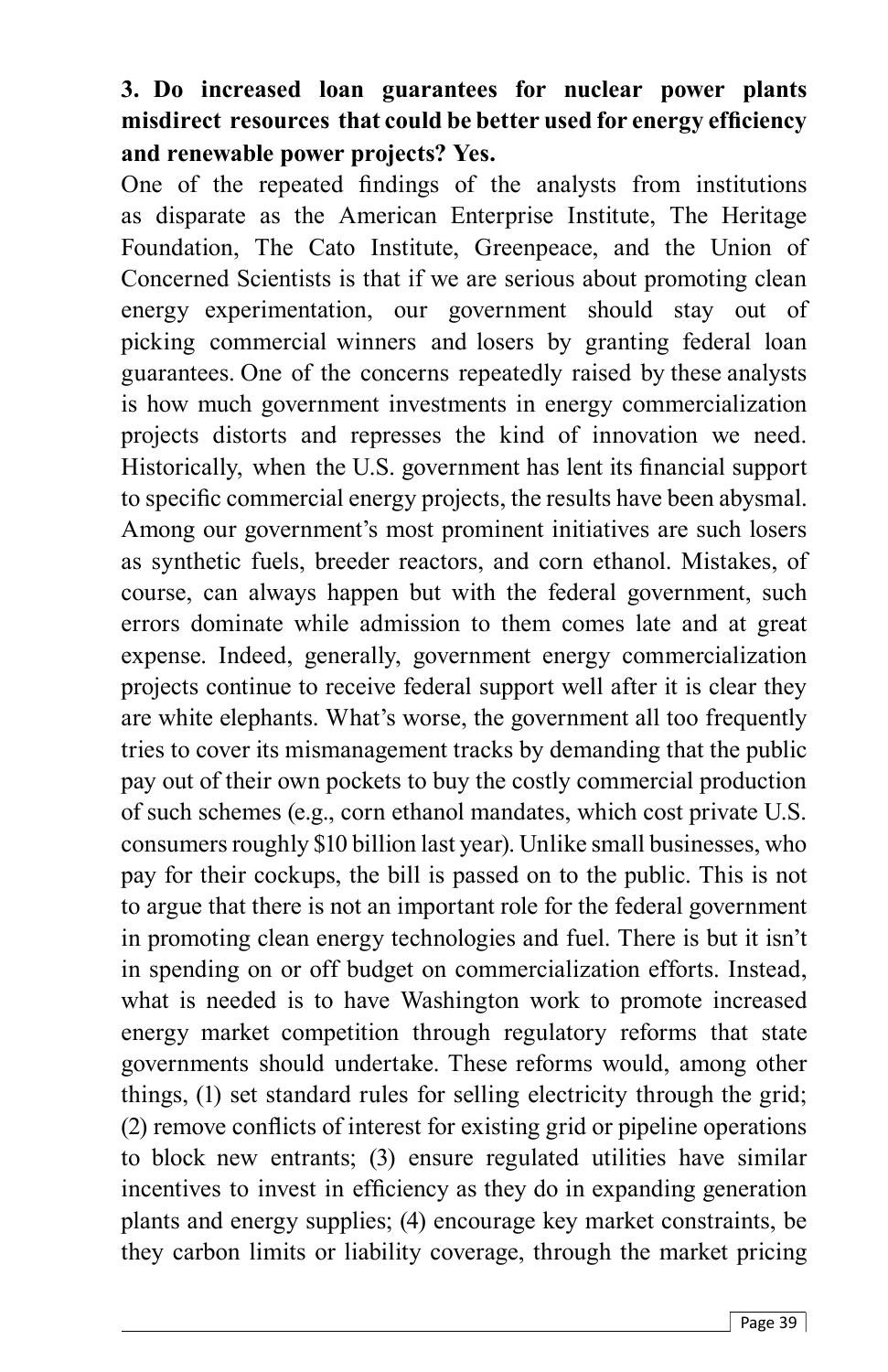**3. Do increased loan guarantees for nuclear power plants misdirect resources that could be better used for energy efficiency and renewable power projects? Yes.**

One of the repeated findings of the analysts from institutions as disparate as the American Enterprise Institute, The Heritage Foundation, The Cato Institute, Greenpeace, and the Union of Concerned Scientists is that if we are serious about promoting clean energy experimentation, our government should stay out of picking commercial winners and losers by granting federal loan guarantees. One of the concerns repeatedly raised by these analysts is how much government investments in energy commercialization projects distorts and represses the kind of innovation we need. Historically, when the U.S. government has lent its financial support to specific commercial energy projects, the results have been abysmal. Among our government's most prominent initiatives are such losers as synthetic fuels, breeder reactors, and corn ethanol. Mistakes, of course, can always happen but with the federal government, such errors dominate while admission to them comes late and at great expense. Indeed, generally, government energy commercialization projects continue to receive federal support well after it is clear they are white elephants. What's worse, the government all too frequently tries to cover its mismanagement tracks by demanding that the public pay out of their own pockets to buy the costly commercial production of such schemes (e.g., corn ethanol mandates, which cost private U.S. consumers roughly $10 billion last year). Unlike small businesses, who pay for their cockups, the bill is passed on to the public. This is not to argue that there is not an important role for the federal government in promoting clean energy technologies and fuel. There is but it isn't in spending on or off budget on commercialization efforts. Instead, what is needed is to have Washington work to promote increased energy market competition through regulatory reforms that state governments should undertake. These reforms would, among other things, (1) set standard rules for selling electricity through the grid; (2) remove conflicts of interest for existing grid or pipeline operations to block new entrants; (3) ensure regulated utilities have similar incentives to invest in efficiency as they do in expanding generation plants and energy supplies; (4) encourage key market constraints, be they carbon limits or liability coverage, through the market pricing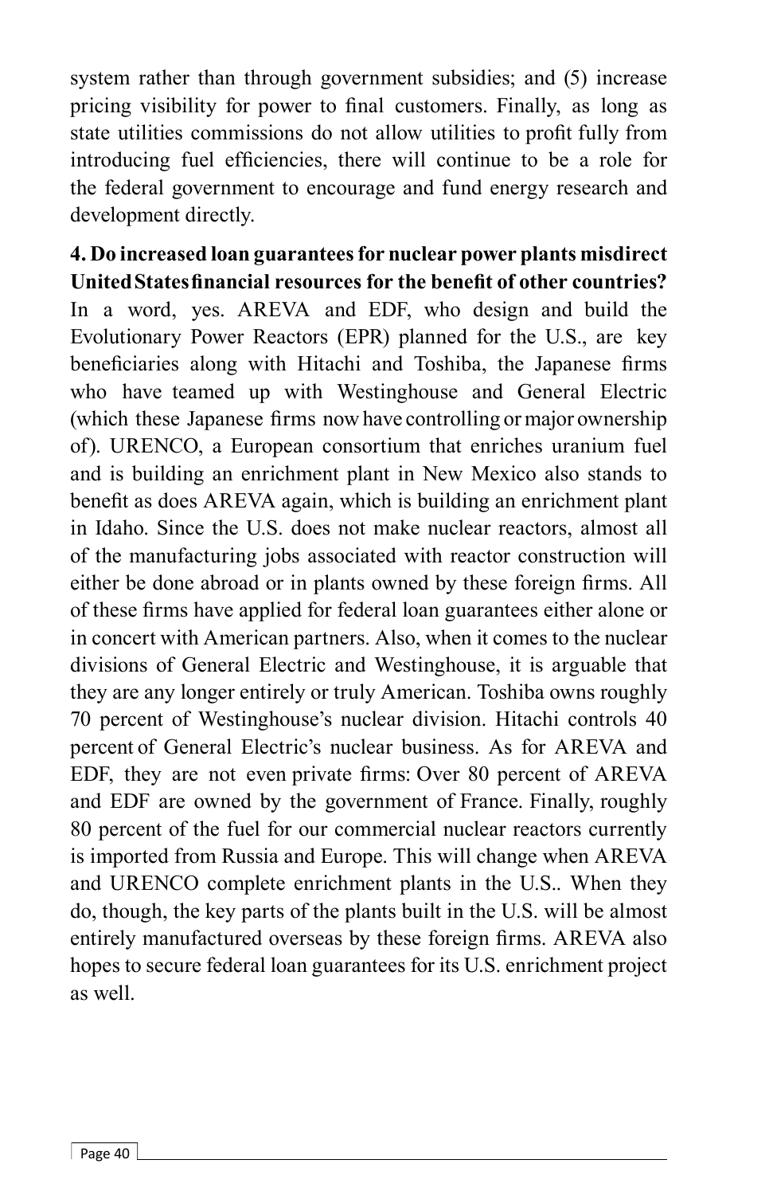system rather than through government subsidies; and (5) increase pricing visibility for power to final customers. Finally, as long as state utilities commissions do not allow utilities to profit fully from introducing fuel efficiencies, there will continue to be a role for the federal government to encourage and fund energy research and development directly.

**4. Do increased loan guarantees for nuclear power plants misdirect United States financial resources for the benefit of other countries?**
In a word, yes. AREVA and EDF, who design and build the Evolutionary Power Reactors (EPR) planned for the U.S., are key beneficiaries along with Hitachi and Toshiba, the Japanese firms who have teamed up with Westinghouse and General Electric (which these Japanese firms now have controlling or major ownership of). URENCO, a European consortium that enriches uranium fuel and is building an enrichment plant in New Mexico also stands to benefit as does AREVA again, which is building an enrichment plant in Idaho. Since the U.S. does not make nuclear reactors, almost all of the manufacturing jobs associated with reactor construction will either be done abroad or in plants owned by these foreign firms. All of these firms have applied for federal loan guarantees either alone or in concert with American partners. Also, when it comes to the nuclear divisions of General Electric and Westinghouse, it is arguable that they are any longer entirely or truly American. Toshiba owns roughly 70 percent of Westinghouse's nuclear division. Hitachi controls 40 percent of General Electric's nuclear business. As for AREVA and EDF, they are not even private firms: Over 80 percent of AREVA and EDF are owned by the government of France. Finally, roughly 80 percent of the fuel for our commercial nuclear reactors currently is imported from Russia and Europe. This will change when AREVA and URENCO complete enrichment plants in the U.S.. When they do, though, the key parts of the plants built in the U.S. will be almost entirely manufactured overseas by these foreign firms. AREVA also hopes to secure federal loan guarantees for its U.S. enrichment project as well.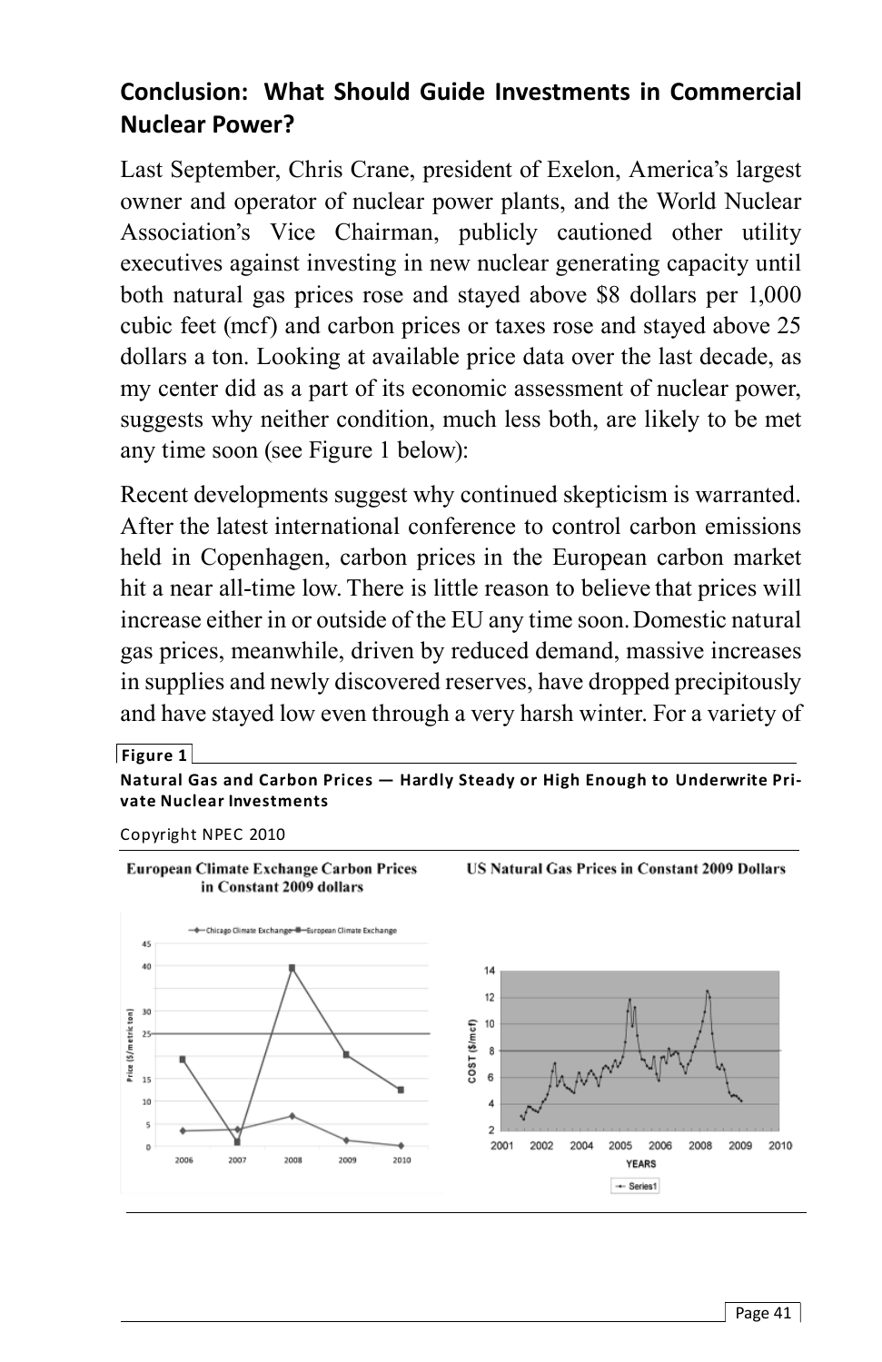## Conclusion: What Should Guide Investments in Commercial Nuclear Power?

Last September, Chris Crane, president of Exelon, America's largest owner and operator of nuclear power plants, and the World Nuclear Association's Vice Chairman, publicly cautioned other utility executives against investing in new nuclear generating capacity until both natural gas prices rose and stayed above $8 dollars per 1,000 cubic feet (mcf) and carbon prices or taxes rose and stayed above 25 dollars a ton. Looking at available price data over the last decade, as my center did as a part of its economic assessment of nuclear power, suggests why neither condition, much less both, are likely to be met any time soon (see Figure 1 below):

Recent developments suggest why continued skepticism is warranted. After the latest international conference to control carbon emissions held in Copenhagen, carbon prices in the European carbon market hit a near all-time low. There is little reason to believe that prices will increase either in or outside of the EU any time soon. Domestic natural gas prices, meanwhile, driven by reduced demand, massive increases in supplies and newly discovered reserves, have dropped precipitously and have stayed low even through a very harsh winter. For a variety of

**Figure 1**

**Natural Gas and Carbon Prices — Hardly Steady or High Enough to Underwrite Private Nuclear Investments**

Copyright NPEC 2010

**European Climate Exchange Carbon Prices in Constant 2009 dollars**

**US Natural Gas Prices in Constant 2009 Dollars**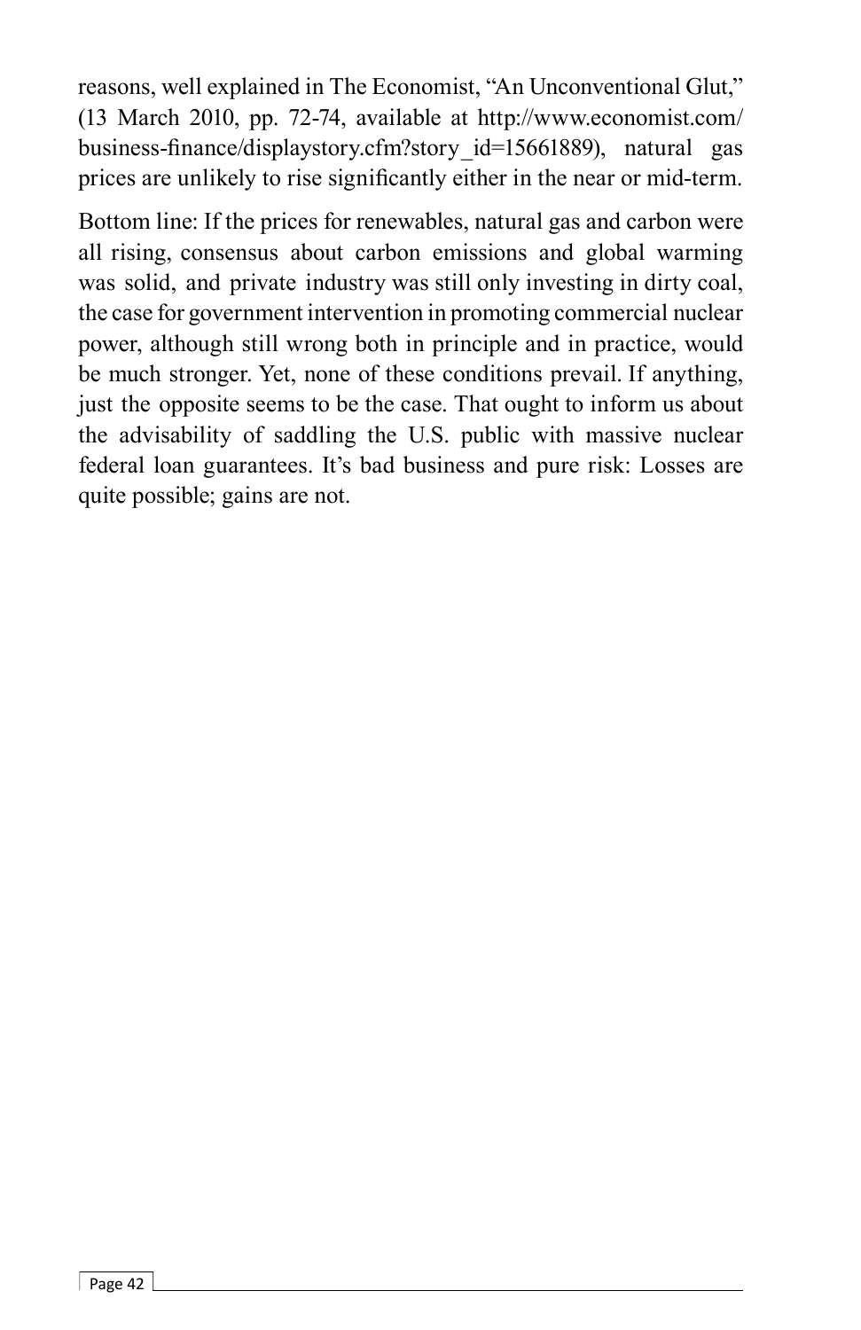reasons, well explained in The Economist, "An Unconventional Glut," (13 March 2010, pp. 72-74, available at http://www.economist.com/business-finance/displaystory.cfm?story_id=15661889), natural gas prices are unlikely to rise significantly either in the near or mid-term.

Bottom line: If the prices for renewables, natural gas and carbon were all rising, consensus about carbon emissions and global warming was solid, and private industry was still only investing in dirty coal, the case for government intervention in promoting commercial nuclear power, although still wrong both in principle and in practice, would be much stronger. Yet, none of these conditions prevail. If anything, just the opposite seems to be the case. That ought to inform us about the advisability of saddling the U.S. public with massive nuclear federal loan guarantees. It's bad business and pure risk: Losses are quite possible; gains are not.